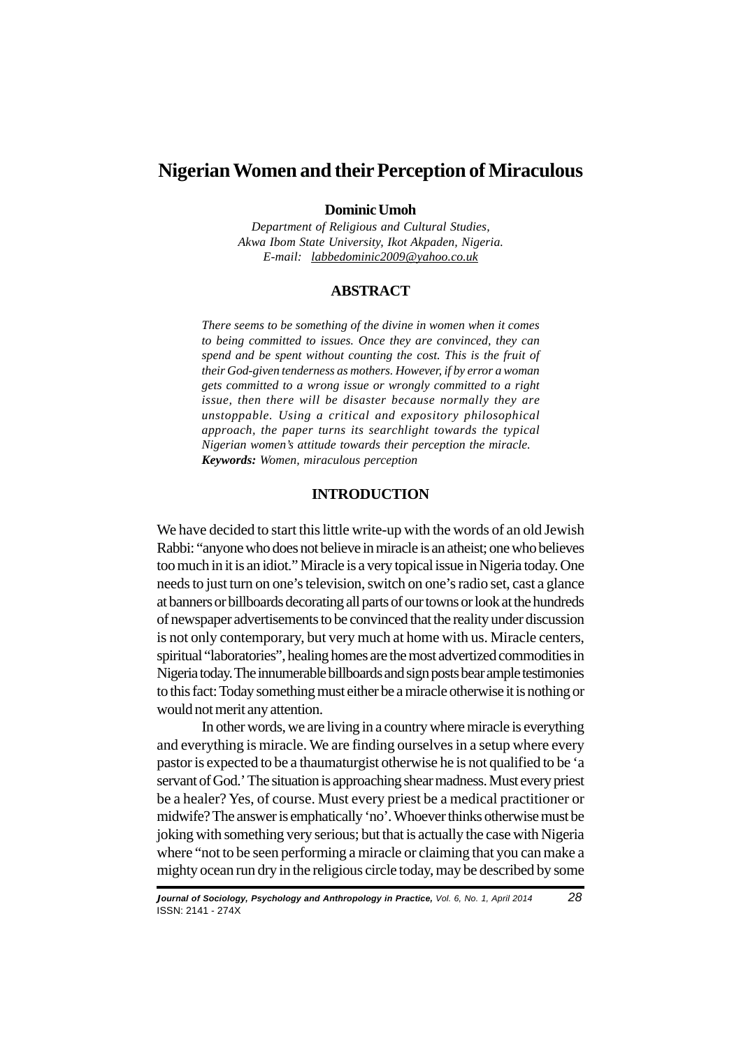# Nigerian Women and their Perception of Miraculous

**Dominic Umoh**

*Department of Religious and Cultural Studies,*
*Akwa Ibom State University, Ikot Akpaden, Nigeria.*
*E-mail: labbedominic2009@yahoo.co.uk*

## ABSTRACT

*There seems to be something of the divine in women when it comes to being committed to issues. Once they are convinced, they can spend and be spent without counting the cost. This is the fruit of their God-given tenderness as mothers. However, if by error a woman gets committed to a wrong issue or wrongly committed to a right issue, then there will be disaster because normally they are unstoppable. Using a critical and expository philosophical approach, the paper turns its searchlight towards the typical Nigerian women's attitude towards their perception the miracle.*

***Keywords:*** *Women, miraculous perception*

## INTRODUCTION

We have decided to start this little write-up with the words of an old Jewish Rabbi: "anyone who does not believe in miracle is an atheist; one who believes too much in it is an idiot." Miracle is a very topical issue in Nigeria today. One needs to just turn on one's television, switch on one's radio set, cast a glance at banners or billboards decorating all parts of our towns or look at the hundreds of newspaper advertisements to be convinced that the reality under discussion is not only contemporary, but very much at home with us. Miracle centers, spiritual "laboratories", healing homes are the most advertized commodities in Nigeria today. The innumerable billboards and sign posts bear ample testimonies to this fact: Today something must either be a miracle otherwise it is nothing or would not merit any attention.

In other words, we are living in a country where miracle is everything and everything is miracle. We are finding ourselves in a setup where every pastor is expected to be a thaumaturgist otherwise he is not qualified to be 'a servant of God.' The situation is approaching shear madness. Must every priest be a healer? Yes, of course. Must every priest be a medical practitioner or midwife? The answer is emphatically 'no'. Whoever thinks otherwise must be joking with something very serious; but that is actually the case with Nigeria where "not to be seen performing a miracle or claiming that you can make a mighty ocean run dry in the religious circle today, may be described by some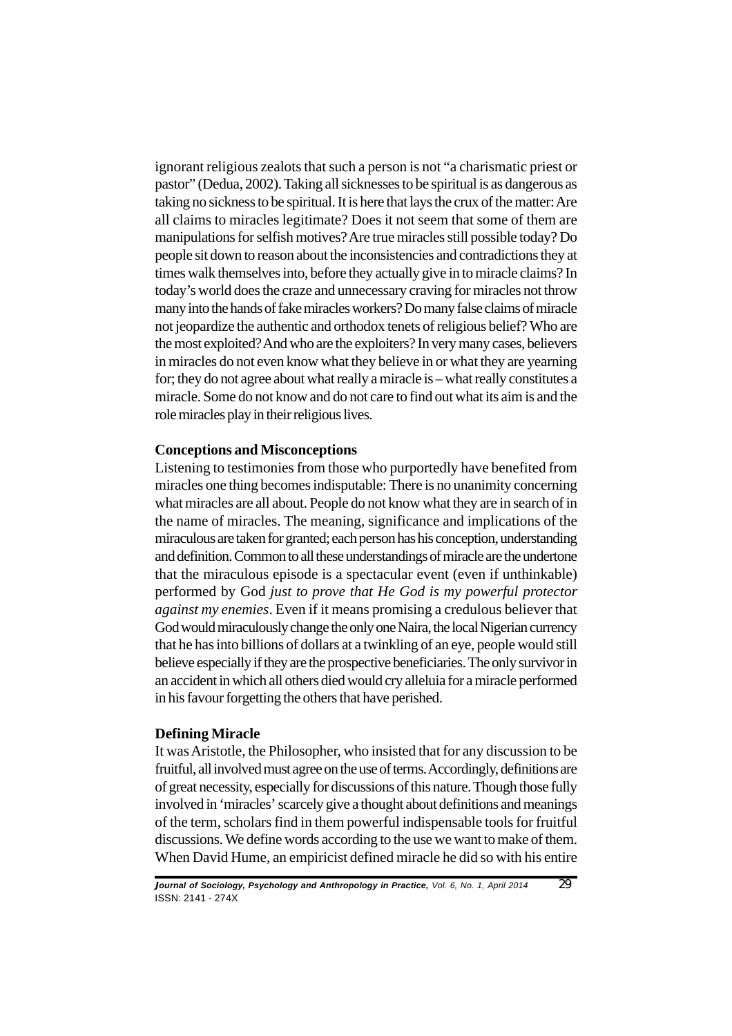ignorant religious zealots that such a person is not "a charismatic priest or pastor" (Dedua, 2002). Taking all sicknesses to be spiritual is as dangerous as taking no sickness to be spiritual. It is here that lays the crux of the matter: Are all claims to miracles legitimate? Does it not seem that some of them are manipulations for selfish motives? Are true miracles still possible today? Do people sit down to reason about the inconsistencies and contradictions they at times walk themselves into, before they actually give in to miracle claims? In today's world does the craze and unnecessary craving for miracles not throw many into the hands of fake miracles workers? Do many false claims of miracle not jeopardize the authentic and orthodox tenets of religious belief? Who are the most exploited? And who are the exploiters? In very many cases, believers in miracles do not even know what they believe in or what they are yearning for; they do not agree about what really a miracle is – what really constitutes a miracle. Some do not know and do not care to find out what its aim is and the role miracles play in their religious lives.

**Conceptions and Misconceptions**

Listening to testimonies from those who purportedly have benefited from miracles one thing becomes indisputable: There is no unanimity concerning what miracles are all about. People do not know what they are in search of in the name of miracles. The meaning, significance and implications of the miraculous are taken for granted; each person has his conception, understanding and definition. Common to all these understandings of miracle are the undertone that the miraculous episode is a spectacular event (even if unthinkable) performed by God *just to prove that He God is my powerful protector against my enemies*. Even if it means promising a credulous believer that God would miraculously change the only one Naira, the local Nigerian currency that he has into billions of dollars at a twinkling of an eye, people would still believe especially if they are the prospective beneficiaries. The only survivor in an accident in which all others died would cry alleluia for a miracle performed in his favour forgetting the others that have perished.

**Defining Miracle**

It was Aristotle, the Philosopher, who insisted that for any discussion to be fruitful, all involved must agree on the use of terms. Accordingly, definitions are of great necessity, especially for discussions of this nature. Though those fully involved in 'miracles' scarcely give a thought about definitions and meanings of the term, scholars find in them powerful indispensable tools for fruitful discussions. We define words according to the use we want to make of them. When David Hume, an empiricist defined miracle he did so with his entire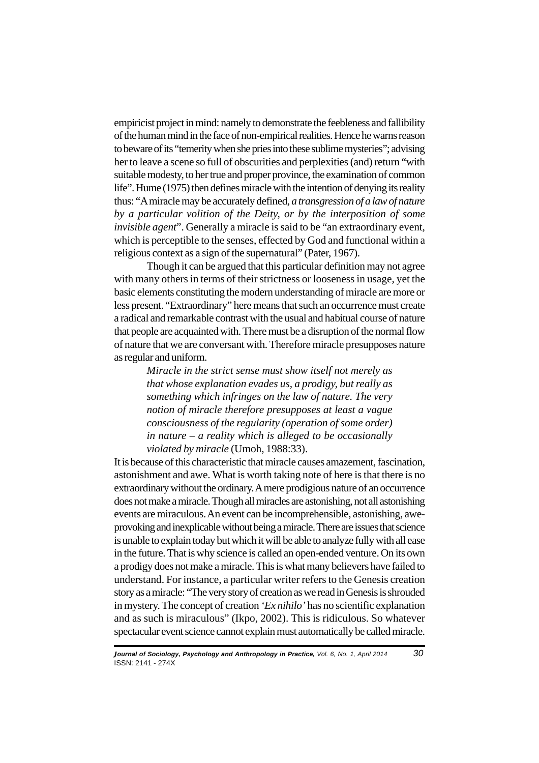empiricist project in mind: namely to demonstrate the feebleness and fallibility of the human mind in the face of non-empirical realities. Hence he warns reason to beware of its "temerity when she pries into these sublime mysteries"; advising her to leave a scene so full of obscurities and perplexities (and) return "with suitable modesty, to her true and proper province, the examination of common life". Hume (1975) then defines miracle with the intention of denying its reality thus: "A miracle may be accurately defined, *a transgression of a law of nature by a particular volition of the Deity, or by the interposition of some invisible agent*". Generally a miracle is said to be "an extraordinary event, which is perceptible to the senses, effected by God and functional within a religious context as a sign of the supernatural" (Pater, 1967).

Though it can be argued that this particular definition may not agree with many others in terms of their strictness or looseness in usage, yet the basic elements constituting the modern understanding of miracle are more or less present. "Extraordinary" here means that such an occurrence must create a radical and remarkable contrast with the usual and habitual course of nature that people are acquainted with. There must be a disruption of the normal flow of nature that we are conversant with. Therefore miracle presupposes nature as regular and uniform.

> *Miracle in the strict sense must show itself not merely as that whose explanation evades us, a prodigy, but really as something which infringes on the law of nature. The very notion of miracle therefore presupposes at least a vague consciousness of the regularity (operation of some order) in nature – a reality which is alleged to be occasionally violated by miracle* (Umoh, 1988:33).

It is because of this characteristic that miracle causes amazement, fascination, astonishment and awe. What is worth taking note of here is that there is no extraordinary without the ordinary. A mere prodigious nature of an occurrence does not make a miracle. Though all miracles are astonishing, not all astonishing events are miraculous. An event can be incomprehensible, astonishing, awe-provoking and inexplicable without being a miracle. There are issues that science is unable to explain today but which it will be able to analyze fully with all ease in the future. That is why science is called an open-ended venture. On its own a prodigy does not make a miracle. This is what many believers have failed to understand. For instance, a particular writer refers to the Genesis creation story as a miracle: "The very story of creation as we read in Genesis is shrouded in mystery. The concept of creation *'Ex nihilo'* has no scientific explanation and as such is miraculous" (Ikpo, 2002). This is ridiculous. So whatever spectacular event science cannot explain must automatically be called miracle.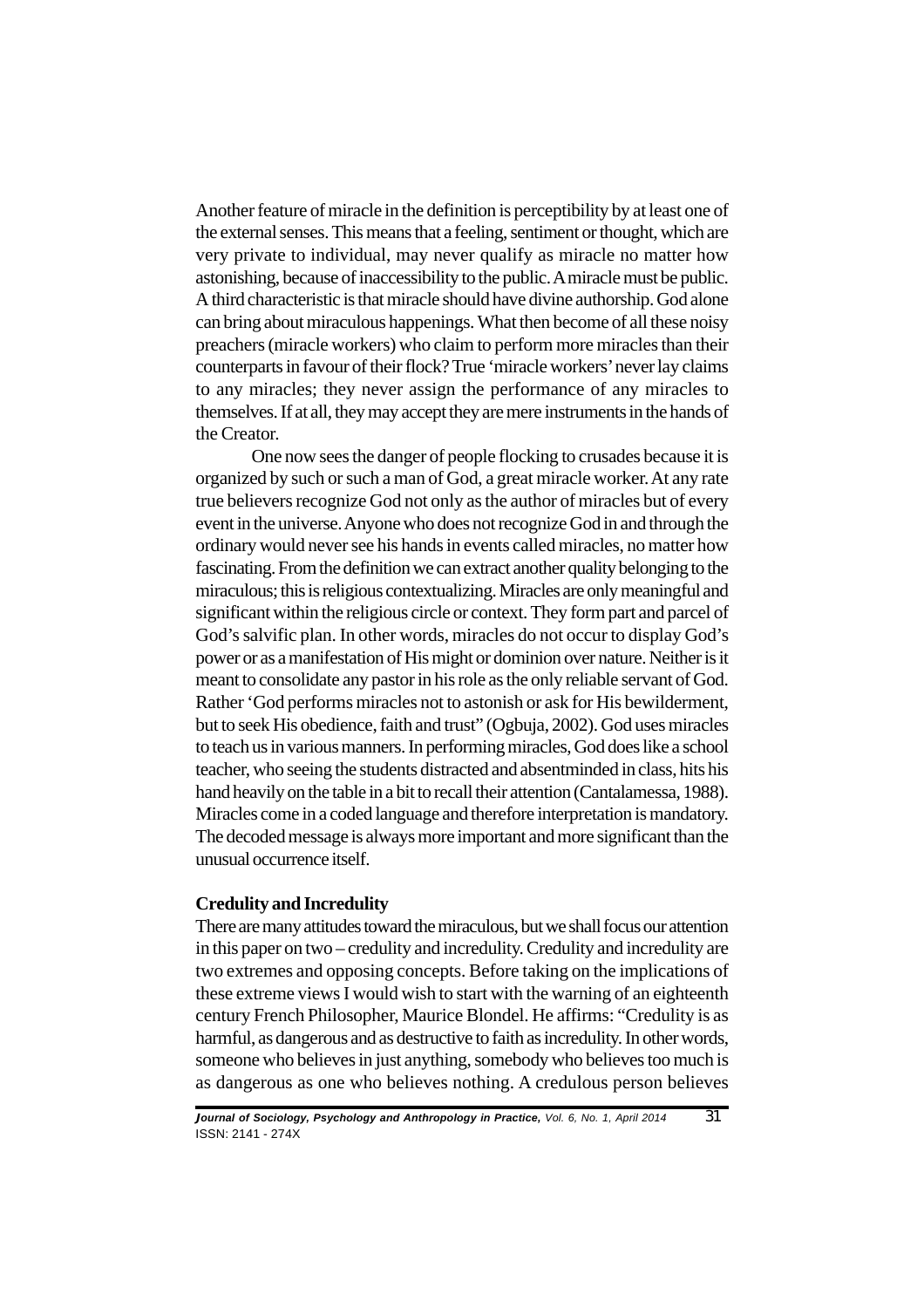Another feature of miracle in the definition is perceptibility by at least one of the external senses. This means that a feeling, sentiment or thought, which are very private to individual, may never qualify as miracle no matter how astonishing, because of inaccessibility to the public. A miracle must be public. A third characteristic is that miracle should have divine authorship. God alone can bring about miraculous happenings. What then become of all these noisy preachers (miracle workers) who claim to perform more miracles than their counterparts in favour of their flock? True 'miracle workers' never lay claims to any miracles; they never assign the performance of any miracles to themselves. If at all, they may accept they are mere instruments in the hands of the Creator.

One now sees the danger of people flocking to crusades because it is organized by such or such a man of God, a great miracle worker. At any rate true believers recognize God not only as the author of miracles but of every event in the universe. Anyone who does not recognize God in and through the ordinary would never see his hands in events called miracles, no matter how fascinating. From the definition we can extract another quality belonging to the miraculous; this is religious contextualizing. Miracles are only meaningful and significant within the religious circle or context. They form part and parcel of God's salvific plan. In other words, miracles do not occur to display God's power or as a manifestation of His might or dominion over nature. Neither is it meant to consolidate any pastor in his role as the only reliable servant of God. Rather 'God performs miracles not to astonish or ask for His bewilderment, but to seek His obedience, faith and trust" (Ogbuja, 2002). God uses miracles to teach us in various manners. In performing miracles, God does like a school teacher, who seeing the students distracted and absentminded in class, hits his hand heavily on the table in a bit to recall their attention (Cantalamessa, 1988). Miracles come in a coded language and therefore interpretation is mandatory. The decoded message is always more important and more significant than the unusual occurrence itself.

**Credulity and Incredulity**

There are many attitudes toward the miraculous, but we shall focus our attention in this paper on two – credulity and incredulity. Credulity and incredulity are two extremes and opposing concepts. Before taking on the implications of these extreme views I would wish to start with the warning of an eighteenth century French Philosopher, Maurice Blondel. He affirms: "Credulity is as harmful, as dangerous and as destructive to faith as incredulity. In other words, someone who believes in just anything, somebody who believes too much is as dangerous as one who believes nothing. A credulous person believes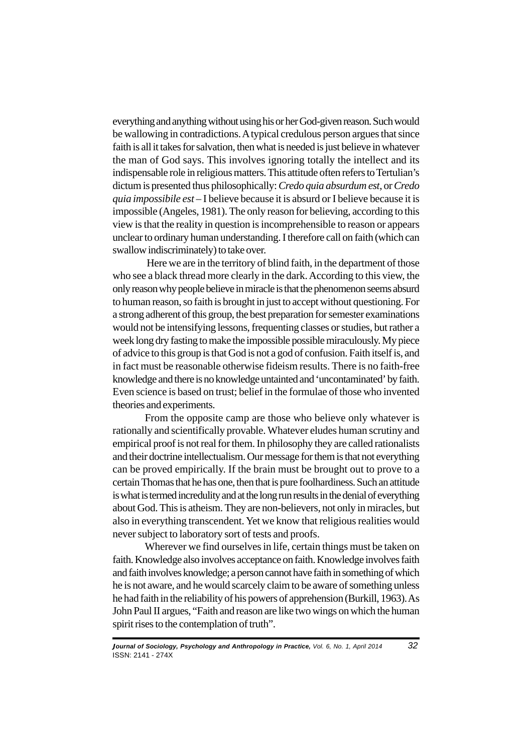everything and anything without using his or her God-given reason. Such would be wallowing in contradictions. A typical credulous person argues that since faith is all it takes for salvation, then what is needed is just believe in whatever the man of God says. This involves ignoring totally the intellect and its indispensable role in religious matters. This attitude often refers to Tertulian's dictum is presented thus philosophically: *Credo quia absurdum est*, or *Credo quia impossibile est* – I believe because it is absurd or I believe because it is impossible (Angeles, 1981). The only reason for believing, according to this view is that the reality in question is incomprehensible to reason or appears unclear to ordinary human understanding. I therefore call on faith (which can swallow indiscriminately) to take over.

Here we are in the territory of blind faith, in the department of those who see a black thread more clearly in the dark. According to this view, the only reason why people believe in miracle is that the phenomenon seems absurd to human reason, so faith is brought in just to accept without questioning. For a strong adherent of this group, the best preparation for semester examinations would not be intensifying lessons, frequenting classes or studies, but rather a week long dry fasting to make the impossible possible miraculously. My piece of advice to this group is that God is not a god of confusion. Faith itself is, and in fact must be reasonable otherwise fideism results. There is no faith-free knowledge and there is no knowledge untainted and 'uncontaminated' by faith. Even science is based on trust; belief in the formulae of those who invented theories and experiments.

From the opposite camp are those who believe only whatever is rationally and scientifically provable. Whatever eludes human scrutiny and empirical proof is not real for them. In philosophy they are called rationalists and their doctrine intellectualism. Our message for them is that not everything can be proved empirically. If the brain must be brought out to prove to a certain Thomas that he has one, then that is pure foolhardiness. Such an attitude is what is termed incredulity and at the long run results in the denial of everything about God. This is atheism. They are non-believers, not only in miracles, but also in everything transcendent. Yet we know that religious realities would never subject to laboratory sort of tests and proofs.

Wherever we find ourselves in life, certain things must be taken on faith. Knowledge also involves acceptance on faith. Knowledge involves faith and faith involves knowledge; a person cannot have faith in something of which he is not aware, and he would scarcely claim to be aware of something unless he had faith in the reliability of his powers of apprehension (Burkill, 1963). As John Paul II argues, "Faith and reason are like two wings on which the human spirit rises to the contemplation of truth".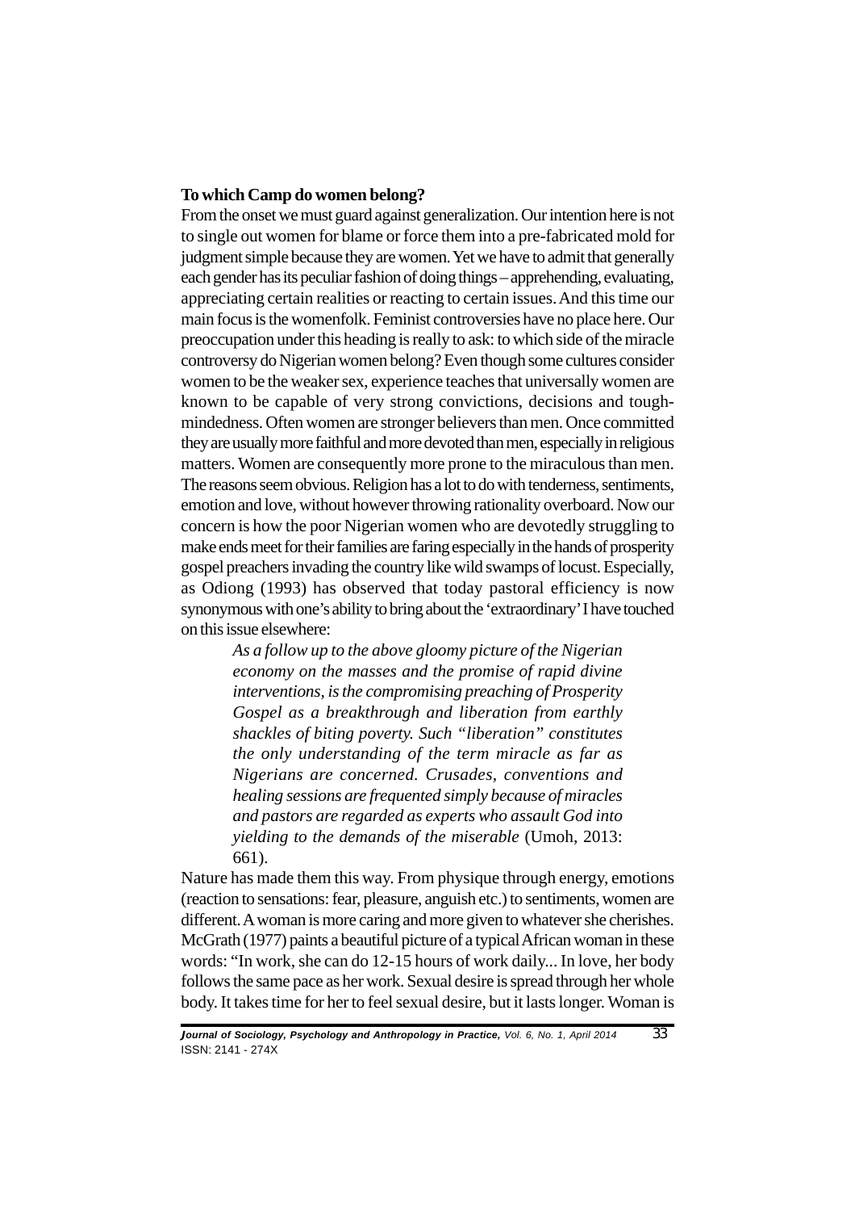**To which Camp do women belong?**

From the onset we must guard against generalization. Our intention here is not to single out women for blame or force them into a pre-fabricated mold for judgment simple because they are women. Yet we have to admit that generally each gender has its peculiar fashion of doing things – apprehending, evaluating, appreciating certain realities or reacting to certain issues. And this time our main focus is the womenfolk. Feminist controversies have no place here. Our preoccupation under this heading is really to ask: to which side of the miracle controversy do Nigerian women belong? Even though some cultures consider women to be the weaker sex, experience teaches that universally women are known to be capable of very strong convictions, decisions and tough-mindedness. Often women are stronger believers than men. Once committed they are usually more faithful and more devoted than men, especially in religious matters. Women are consequently more prone to the miraculous than men. The reasons seem obvious. Religion has a lot to do with tenderness, sentiments, emotion and love, without however throwing rationality overboard. Now our concern is how the poor Nigerian women who are devotedly struggling to make ends meet for their families are faring especially in the hands of prosperity gospel preachers invading the country like wild swamps of locust. Especially, as Odiong (1993) has observed that today pastoral efficiency is now synonymous with one's ability to bring about the 'extraordinary' I have touched on this issue elsewhere:

> *As a follow up to the above gloomy picture of the Nigerian economy on the masses and the promise of rapid divine interventions, is the compromising preaching of Prosperity Gospel as a breakthrough and liberation from earthly shackles of biting poverty. Such "liberation" constitutes the only understanding of the term miracle as far as Nigerians are concerned. Crusades, conventions and healing sessions are frequented simply because of miracles and pastors are regarded as experts who assault God into yielding to the demands of the miserable* (Umoh, 2013: 661).

Nature has made them this way. From physique through energy, emotions (reaction to sensations: fear, pleasure, anguish etc.) to sentiments, women are different. A woman is more caring and more given to whatever she cherishes. McGrath (1977) paints a beautiful picture of a typical African woman in these words: "In work, she can do 12-15 hours of work daily... In love, her body follows the same pace as her work. Sexual desire is spread through her whole body. It takes time for her to feel sexual desire, but it lasts longer. Woman is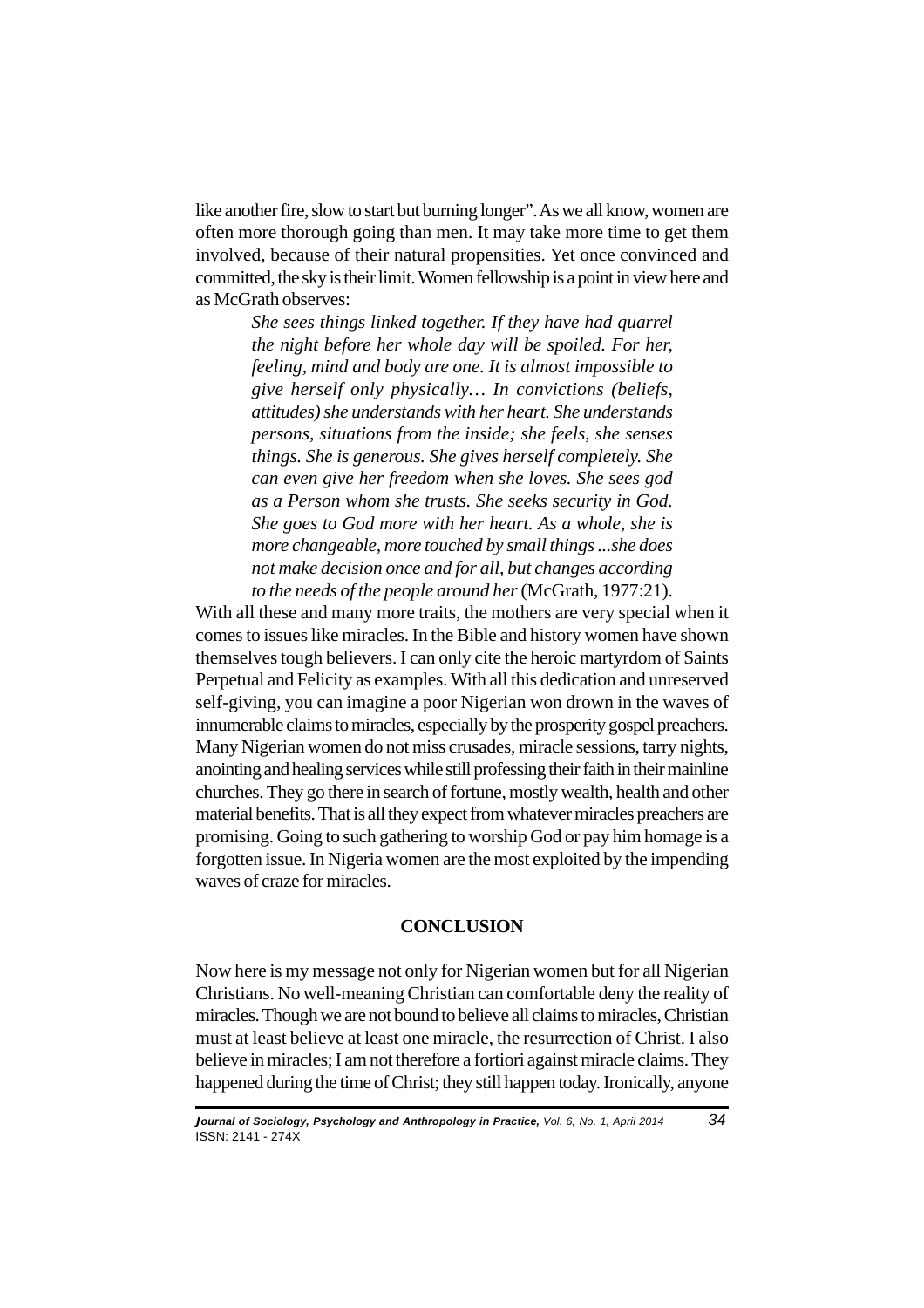like another fire, slow to start but burning longer". As we all know, women are often more thorough going than men. It may take more time to get them involved, because of their natural propensities. Yet once convinced and committed, the sky is their limit. Women fellowship is a point in view here and as McGrath observes:

> *She sees things linked together. If they have had quarrel the night before her whole day will be spoiled. For her, feeling, mind and body are one. It is almost impossible to give herself only physically… In convictions (beliefs, attitudes) she understands with her heart. She understands persons, situations from the inside; she feels, she senses things. She is generous. She gives herself completely. She can even give her freedom when she loves. She sees god as a Person whom she trusts. She seeks security in God. She goes to God more with her heart. As a whole, she is more changeable, more touched by small things ...she does not make decision once and for all, but changes according to the needs of the people around her* (McGrath, 1977:21).

With all these and many more traits, the mothers are very special when it comes to issues like miracles. In the Bible and history women have shown themselves tough believers. I can only cite the heroic martyrdom of Saints Perpetual and Felicity as examples. With all this dedication and unreserved self-giving, you can imagine a poor Nigerian won drown in the waves of innumerable claims to miracles, especially by the prosperity gospel preachers. Many Nigerian women do not miss crusades, miracle sessions, tarry nights, anointing and healing services while still professing their faith in their mainline churches. They go there in search of fortune, mostly wealth, health and other material benefits. That is all they expect from whatever miracles preachers are promising. Going to such gathering to worship God or pay him homage is a forgotten issue. In Nigeria women are the most exploited by the impending waves of craze for miracles.

## CONCLUSION

Now here is my message not only for Nigerian women but for all Nigerian Christians. No well-meaning Christian can comfortable deny the reality of miracles. Though we are not bound to believe all claims to miracles, Christian must at least believe at least one miracle, the resurrection of Christ. I also believe in miracles; I am not therefore a fortiori against miracle claims. They happened during the time of Christ; they still happen today. Ironically, anyone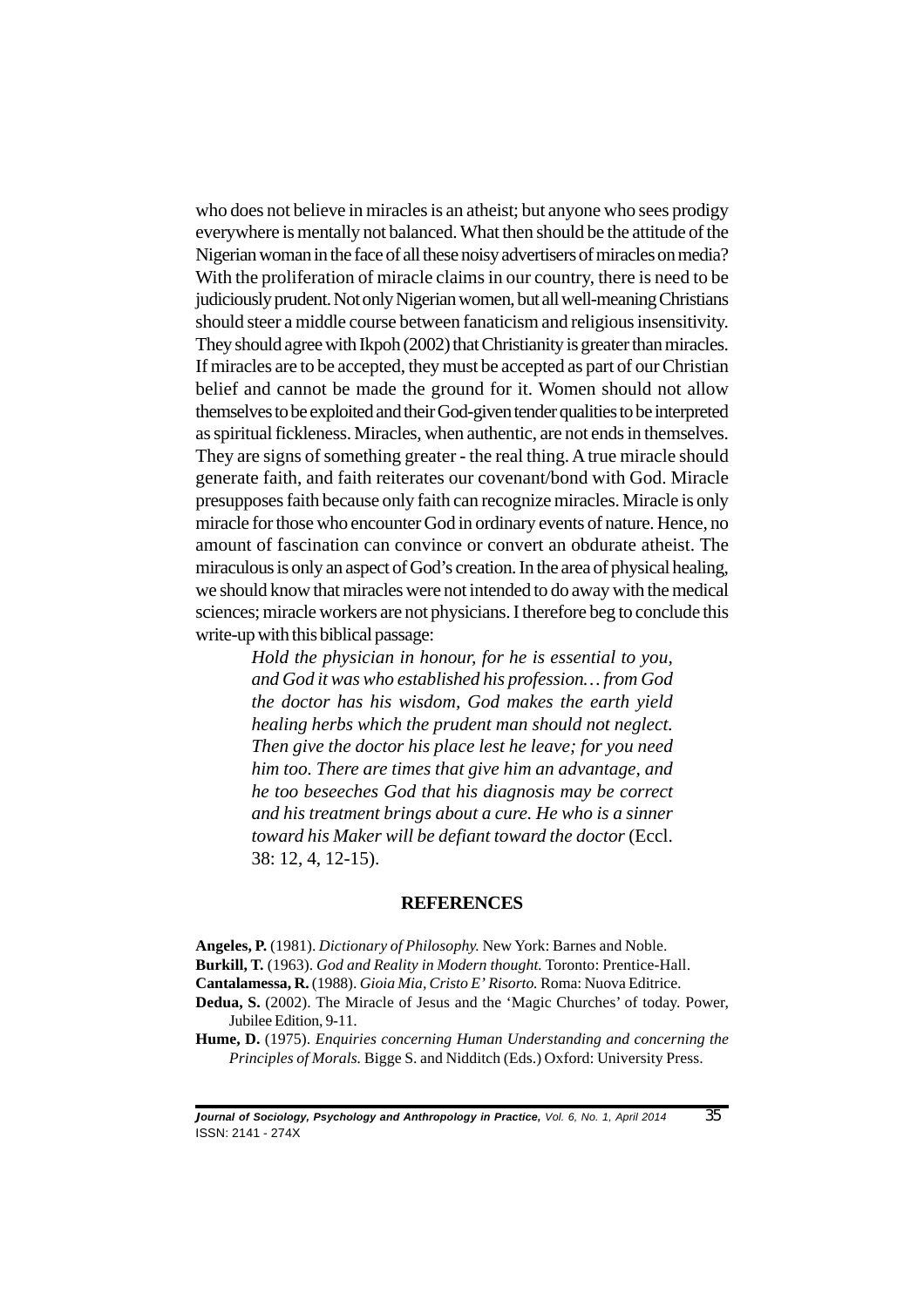who does not believe in miracles is an atheist; but anyone who sees prodigy everywhere is mentally not balanced. What then should be the attitude of the Nigerian woman in the face of all these noisy advertisers of miracles on media? With the proliferation of miracle claims in our country, there is need to be judiciously prudent. Not only Nigerian women, but all well-meaning Christians should steer a middle course between fanaticism and religious insensitivity. They should agree with Ikpoh (2002) that Christianity is greater than miracles. If miracles are to be accepted, they must be accepted as part of our Christian belief and cannot be made the ground for it. Women should not allow themselves to be exploited and their God-given tender qualities to be interpreted as spiritual fickleness. Miracles, when authentic, are not ends in themselves. They are signs of something greater - the real thing. A true miracle should generate faith, and faith reiterates our covenant/bond with God. Miracle presupposes faith because only faith can recognize miracles. Miracle is only miracle for those who encounter God in ordinary events of nature. Hence, no amount of fascination can convince or convert an obdurate atheist. The miraculous is only an aspect of God's creation. In the area of physical healing, we should know that miracles were not intended to do away with the medical sciences; miracle workers are not physicians. I therefore beg to conclude this write-up with this biblical passage:

> *Hold the physician in honour, for he is essential to you, and God it was who established his profession… from God the doctor has his wisdom, God makes the earth yield healing herbs which the prudent man should not neglect. Then give the doctor his place lest he leave; for you need him too. There are times that give him an advantage, and he too beseeches God that his diagnosis may be correct and his treatment brings about a cure. He who is a sinner toward his Maker will be defiant toward the doctor* (Eccl. 38: 12, 4, 12-15).

## REFERENCES

**Angeles, P.** (1981). *Dictionary of Philosophy.* New York: Barnes and Noble.

**Burkill, T.** (1963). *God and Reality in Modern thought.* Toronto: Prentice-Hall.

**Cantalamessa, R.** (1988). *Gioia Mia, Cristo E' Risorto.* Roma: Nuova Editrice.

**Dedua, S.** (2002). The Miracle of Jesus and the 'Magic Churches' of today. Power, Jubilee Edition, 9-11.

**Hume, D.** (1975). *Enquiries concerning Human Understanding and concerning the Principles of Morals.* Bigge S. and Nidditch (Eds.) Oxford: University Press.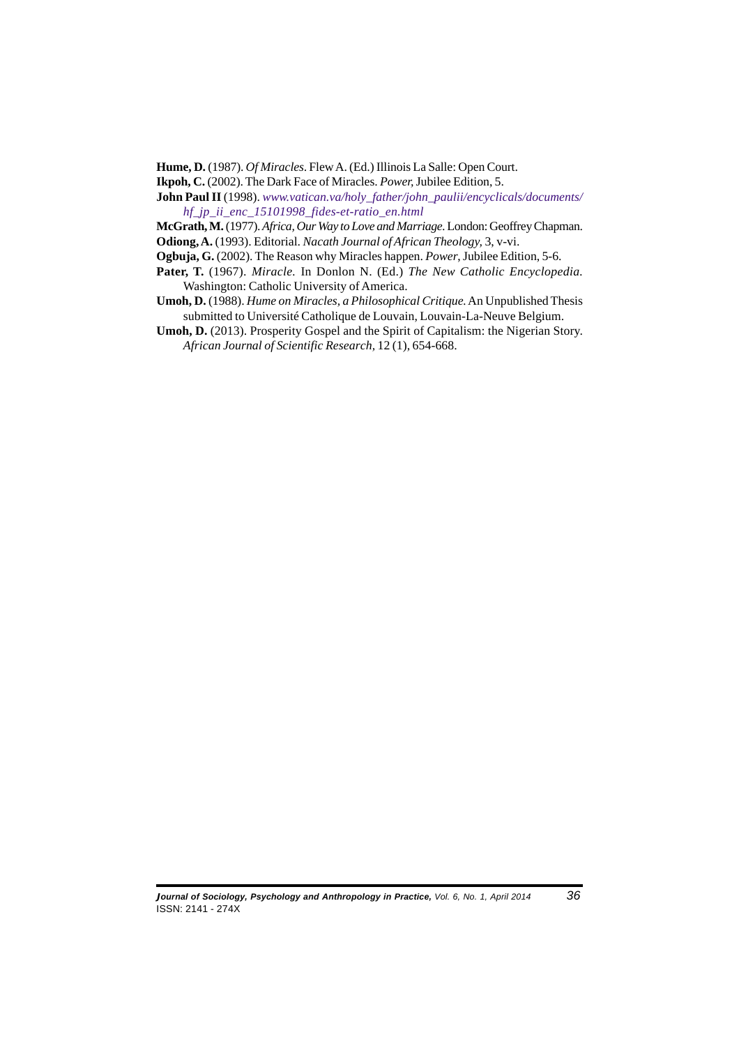**Hume, D.** (1987). *Of Miracles*. Flew A. (Ed.) Illinois La Salle: Open Court.

**Ikpoh, C.** (2002). The Dark Face of Miracles. *Power,* Jubilee Edition, 5.

**John Paul II** (1998). *www.vatican.va/holy_father/john_paulii/encyclicals/documents/hf_jp_ii_enc_15101998_fides-et-ratio_en.html*

**McGrath, M.** (1977). *Africa, Our Way to Love and Marriage.* London: Geoffrey Chapman.

**Odiong, A.** (1993). Editorial. *Nacath Journal of African Theology,* 3, v-vi.

**Ogbuja, G.** (2002). The Reason why Miracles happen. *Power*, Jubilee Edition, 5-6.

**Pater, T.** (1967). *Miracle*. In Donlon N. (Ed.) *The New Catholic Encyclopedia.* Washington: Catholic University of America.

**Umoh, D.** (1988). *Hume on Miracles, a Philosophical Critique.* An Unpublished Thesis submitted to Université Catholique de Louvain, Louvain-La-Neuve Belgium.

**Umoh, D.** (2013). Prosperity Gospel and the Spirit of Capitalism: the Nigerian Story. *African Journal of Scientific Research,* 12 (1), 654-668.